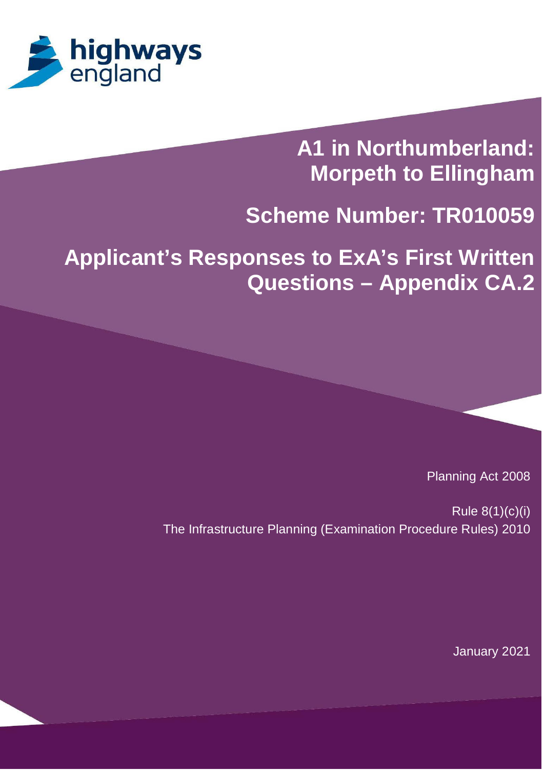highways england

# A1 in Northumberland: Morpeth to Ellingham

## Scheme Number: TR010059

## Applicant's Responses to ExA's First Written Questions – Appendix CA.2

Planning Act 2008

Rule 8(1)(c)(i)
The Infrastructure Planning (Examination Procedure Rules) 2010

January 2021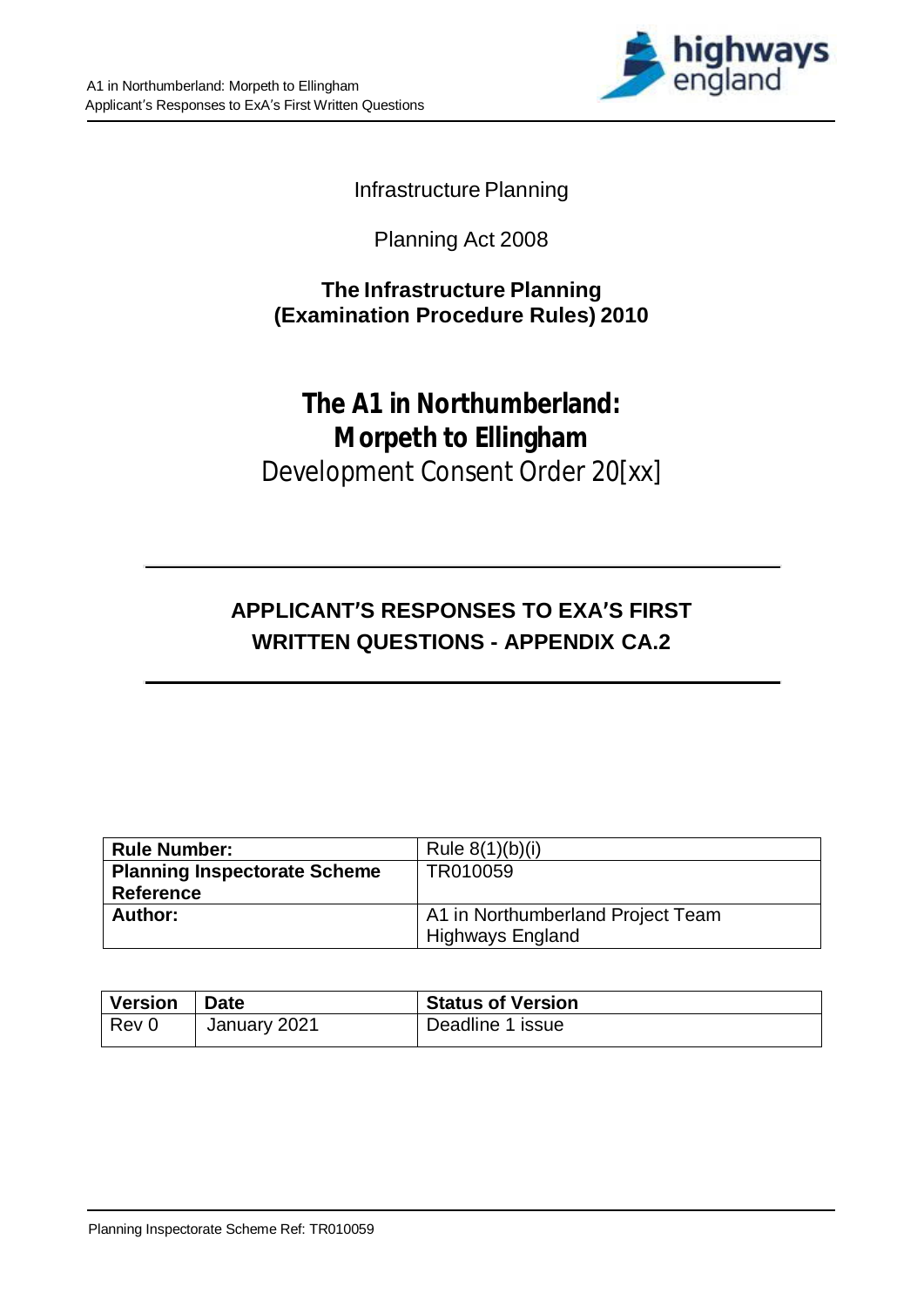Infrastructure Planning

Planning Act 2008

**The Infrastructure Planning (Examination Procedure Rules) 2010**

# The A1 in Northumberland: Morpeth to Ellingham

Development Consent Order 20[xx]

---

## APPLICANT'S RESPONSES TO EXA'S FIRST WRITTEN QUESTIONS - APPENDIX CA.2

---

| **Rule Number:** | Rule 8(1)(b)(i) |
|---|---|
| **Planning Inspectorate Scheme Reference** | TR010059 |
| **Author:** | A1 in Northumberland Project Team Highways England |

| **Version** | **Date** | **Status of Version** |
|---|---|---|
| Rev 0 | January 2021 | Deadline 1 issue |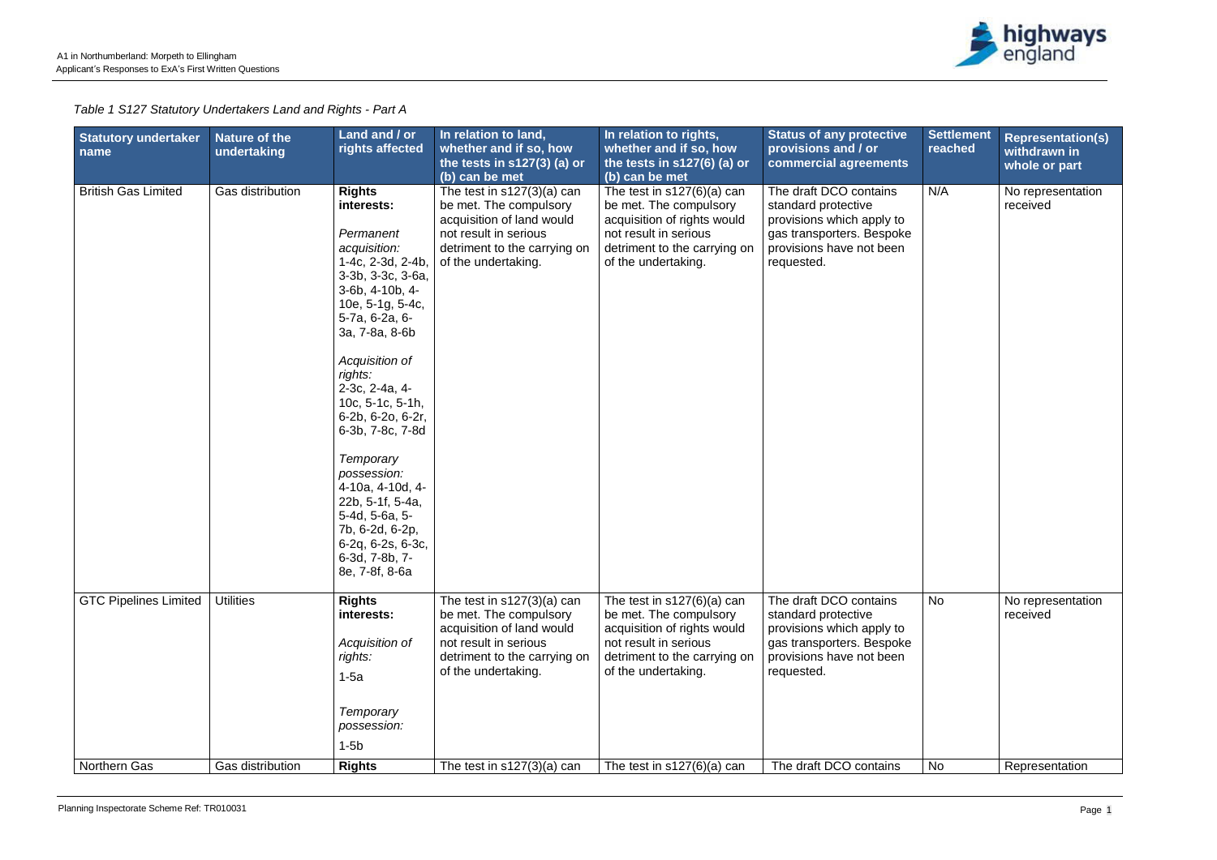*Table 1 S127 Statutory Undertakers Land and Rights - Part A*

| Statutory undertaker name | Nature of the undertaking | Land and / or rights affected | In relation to land, whether and if so, how the tests in s127(3) (a) or (b) can be met | In relation to rights, whether and if so, how the tests in s127(6) (a) or (b) can be met | Status of any protective provisions and / or commercial agreements | Settlement reached | Representation(s) withdrawn in whole or part |
|---|---|---|---|---|---|---|---|
| British Gas Limited | Gas distribution | **Rights interests:**<br><br>*Permanent acquisition:*<br>1-4c, 2-3d, 2-4b, 3-3b, 3-3c, 3-6a, 3-6b, 4-10b, 4-10e, 5-1g, 5-4c, 5-7a, 6-2a, 6-3a, 7-8a, 8-6b<br><br>*Acquisition of rights:*<br>2-3c, 2-4a, 4-10c, 5-1c, 5-1h, 6-2b, 6-2o, 6-2r, 6-3b, 7-8c, 7-8d<br><br>*Temporary possession:*<br>4-10a, 4-10d, 4-22b, 5-1f, 5-4a, 5-4d, 5-6a, 5-7b, 6-2d, 6-2p, 6-2q, 6-2s, 6-3c, 6-3d, 7-8b, 7-8e, 7-8f, 8-6a | The test in s127(3)(a) can be met. The compulsory acquisition of land would not result in serious detriment to the carrying on of the undertaking. | The test in s127(6)(a) can be met. The compulsory acquisition of rights would not result in serious detriment to the carrying on of the undertaking. | The draft DCO contains standard protective provisions which apply to gas transporters. Bespoke provisions have not been requested. | N/A | No representation received |
| GTC Pipelines Limited | Utilities | **Rights interests:**<br><br>*Acquisition of rights:*<br>1-5a<br><br>*Temporary possession:*<br>1-5b | The test in s127(3)(a) can be met. The compulsory acquisition of land would not result in serious detriment to the carrying on of the undertaking. | The test in s127(6)(a) can be met. The compulsory acquisition of rights would not result in serious detriment to the carrying on of the undertaking. | The draft DCO contains standard protective provisions which apply to gas transporters. Bespoke provisions have not been requested. | No | No representation received |
| Northern Gas | Gas distribution | **Rights** | The test in s127(3)(a) can | The test in s127(6)(a) can | The draft DCO contains | No | Representation |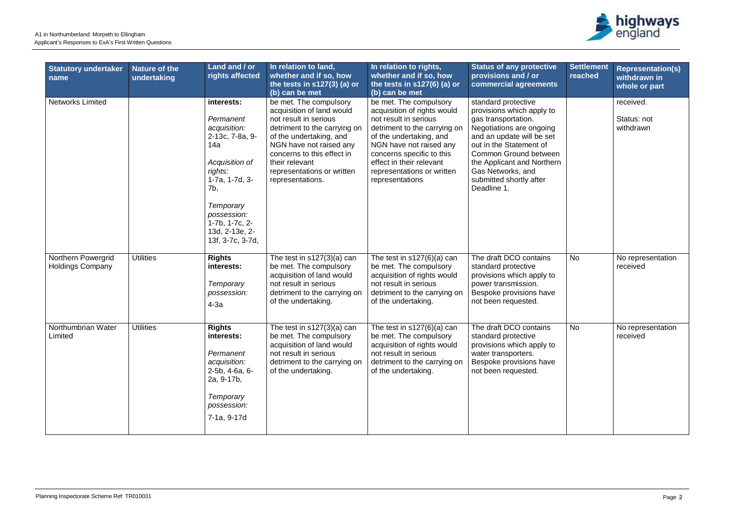| Statutory undertaker name | Nature of the undertaking | Land and / or rights affected | In relation to land, whether and if so, how the tests in s127(3) (a) or (b) can be met | In relation to rights, whether and if so, how the tests in s127(6) (a) or (b) can be met | Status of any protective provisions and / or commercial agreements | Settlement reached | Representation(s) withdrawn in whole or part |
|---|---|---|---|---|---|---|---|
| Networks Limited | | **interests:**<br><br>*Permanent acquisition:* 2-13c, 7-8a, 9-14a<br><br>*Acquisition of rights:* 1-7a, 1-7d, 3-7b,<br><br>*Temporary possession:* 1-7b, 1-7c, 2-13d, 2-13e, 2-13f, 3-7c, 3-7d, | be met. The compulsory acquisition of land would not result in serious detriment to the carrying on of the undertaking, and NGN have not raised any concerns to this effect in their relevant representations or written representations. | be met. The compulsory acquisition of rights would not result in serious detriment to the carrying on of the undertaking, and NGN have not raised any concerns specific to this effect in their relevant representations or written representations | standard protective provisions which apply to gas transportation. Negotiations are ongoing and an update will be set out in the Statement of Common Ground between the Applicant and Northern Gas Networks, and submitted shortly after Deadline 1. | | received.<br><br>Status: not withdrawn |
| Northern Powergrid Holdings Company | Utilities | **Rights interests:**<br><br>*Temporary possession:*<br><br>4-3a | The test in s127(3)(a) can be met. The compulsory acquisition of land would not result in serious detriment to the carrying on of the undertaking. | The test in s127(6)(a) can be met. The compulsory acquisition of rights would not result in serious detriment to the carrying on of the undertaking. | The draft DCO contains standard protective provisions which apply to power transmission. Bespoke provisions have not been requested. | No | No representation received |
| Northumbrian Water Limited | Utilities | **Rights interests:**<br><br>*Permanent acquisition:* 2-5b, 4-6a, 6-2a, 9-17b,<br><br>*Temporary possession:*<br><br>7-1a, 9-17d | The test in s127(3)(a) can be met. The compulsory acquisition of land would not result in serious detriment to the carrying on of the undertaking. | The test in s127(6)(a) can be met. The compulsory acquisition of rights would not result in serious detriment to the carrying on of the undertaking. | The draft DCO contains standard protective provisions which apply to water transporters. Bespoke provisions have not been requested. | No | No representation received |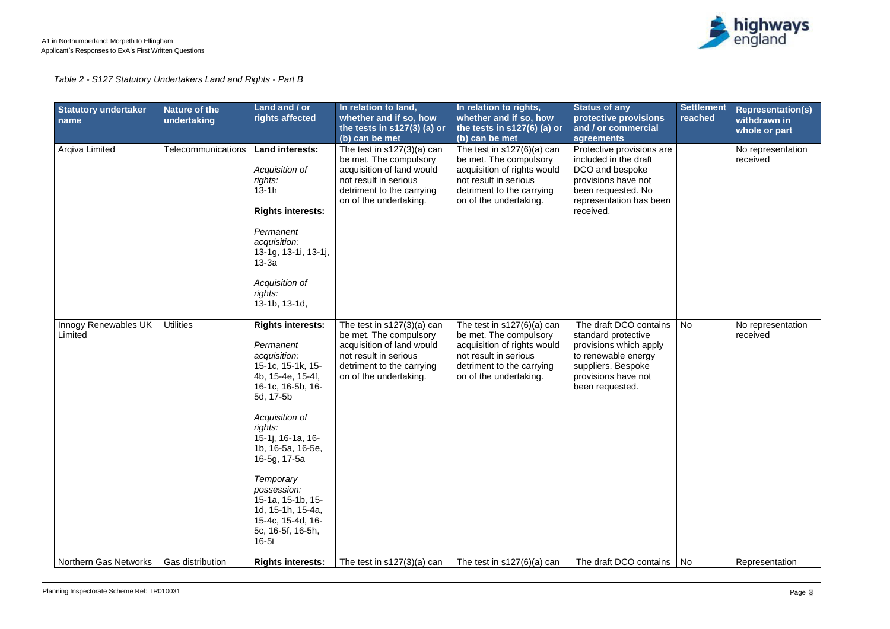*Table 2 - S127 Statutory Undertakers Land and Rights - Part B*

| Statutory undertaker name | Nature of the undertaking | Land and / or rights affected | In relation to land, whether and if so, how the tests in s127(3) (a) or (b) can be met | In relation to rights, whether and if so, how the tests in s127(6) (a) or (b) can be met | Status of any protective provisions and / or commercial agreements | Settlement reached | Representation(s) withdrawn in whole or part |
|---|---|---|---|---|---|---|---|
| Arqiva Limited | Telecommunications | **Land interests:**<br><br>*Acquisition of rights:*<br>13-1h<br><br>**Rights interests:**<br><br>*Permanent acquisition:*<br>13-1g, 13-1i, 13-1j, 13-3a<br><br>*Acquisition of rights:*<br>13-1b, 13-1d, | The test in s127(3)(a) can be met. The compulsory acquisition of land would not result in serious detriment to the carrying on of the undertaking. | The test in s127(6)(a) can be met. The compulsory acquisition of rights would not result in serious detriment to the carrying on of the undertaking. | Protective provisions are included in the draft DCO and bespoke provisions have not been requested. No representation has been received. | | No representation received |
| Innogy Renewables UK Limited | Utilities | **Rights interests:**<br><br>*Permanent acquisition:*<br>15-1c, 15-1k, 15-4b, 15-4e, 15-4f, 16-1c, 16-5b, 16-5d, 17-5b<br><br>*Acquisition of rights:*<br>15-1j, 16-1a, 16-1b, 16-5a, 16-5e, 16-5g, 17-5a<br><br>*Temporary possession:*<br>15-1a, 15-1b, 15-1d, 15-1h, 15-4a, 15-4c, 15-4d, 16-5c, 16-5f, 16-5h, 16-5i | The test in s127(3)(a) can be met. The compulsory acquisition of land would not result in serious detriment to the carrying on of the undertaking. | The test in s127(6)(a) can be met. The compulsory acquisition of rights would not result in serious detriment to the carrying on of the undertaking. | The draft DCO contains standard protective provisions which apply to renewable energy suppliers. Bespoke provisions have not been requested. | No | No representation received |
| Northern Gas Networks | Gas distribution | **Rights interests:** | The test in s127(3)(a) can | The test in s127(6)(a) can | The draft DCO contains | No | Representation |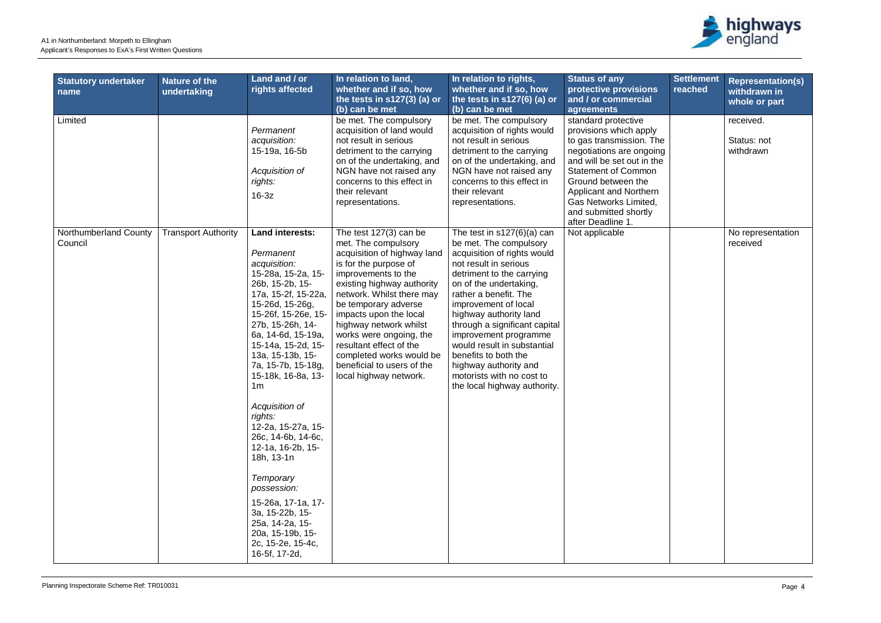| Statutory undertaker name | Nature of the undertaking | Land and / or rights affected | In relation to land, whether and if so, how the tests in s127(3) (a) or (b) can be met | In relation to rights, whether and if so, how the tests in s127(6) (a) or (b) can be met | Status of any protective provisions and / or commercial agreements | Settlement reached | Representation(s) withdrawn in whole or part |
|---|---|---|---|---|---|---|---|
| Limited | | *Permanent acquisition:* 15-19a, 16-5b<br><br>*Acquisition of rights:* 16-3z | be met. The compulsory acquisition of land would not result in serious detriment to the carrying on of the undertaking, and NGN have not raised any concerns to this effect in their relevant representations. | be met. The compulsory acquisition of rights would not result in serious detriment to the carrying on of the undertaking, and NGN have not raised any concerns to this effect in their relevant representations. | standard protective provisions which apply to gas transmission. The negotiations are ongoing and will be set out in the Statement of Common Ground between the Applicant and Northern Gas Networks Limited, and submitted shortly after Deadline 1. | | received.<br><br>Status: not withdrawn |
| Northumberland County Council | Transport Authority | **Land interests:**<br><br>*Permanent acquisition:* 15-28a, 15-2a, 15-26b, 15-2b, 15-17a, 15-2f, 15-22a, 15-26d, 15-26g, 15-26f, 15-26e, 15-27b, 15-26h, 14-6a, 14-6d, 15-19a, 15-14a, 15-2d, 15-13a, 15-13b, 15-7a, 15-7b, 15-18g, 15-18k, 16-8a, 13-1m<br><br>*Acquisition of rights:* 12-2a, 15-27a, 15-26c, 14-6b, 14-6c, 12-1a, 16-2b, 15-18h, 13-1n<br><br>*Temporary possession:* 15-26a, 17-1a, 17-3a, 15-22b, 15-25a, 14-2a, 15-20a, 15-19b, 15-2c, 15-2e, 15-4c, 16-5f, 17-2d, | The test 127(3) can be met. The compulsory acquisition of highway land is for the purpose of improvements to the existing highway authority network. Whilst there may be temporary adverse impacts upon the local highway network whilst works were ongoing, the resultant effect of the completed works would be beneficial to users of the local highway network. | The test in s127(6)(a) can be met. The compulsory acquisition of rights would not result in serious detriment to the carrying on of the undertaking, rather a benefit. The improvement of local highway authority land through a significant capital improvement programme would result in substantial benefits to both the highway authority and motorists with no cost to the local highway authority. | Not applicable | | No representation received |